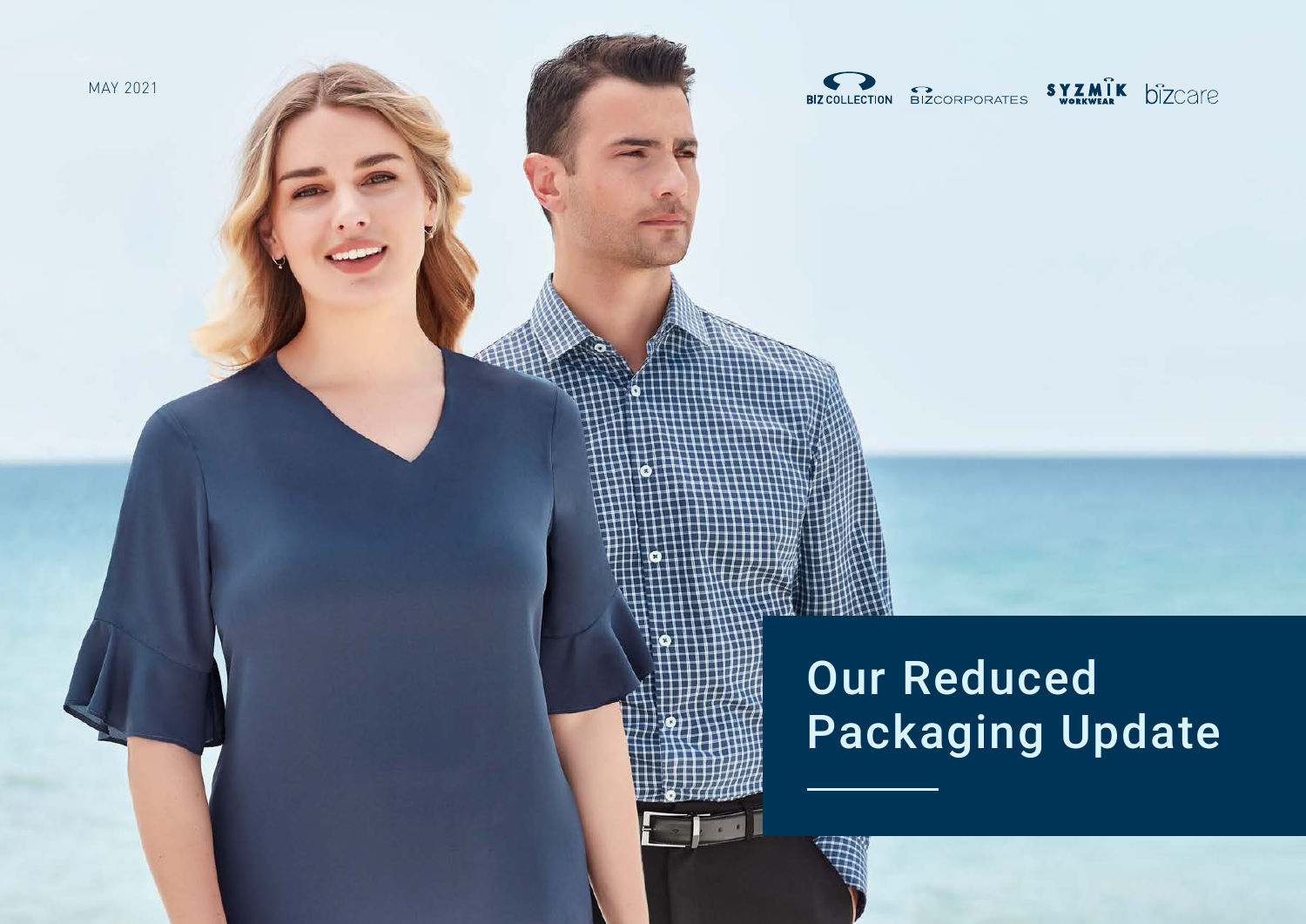MAY 2021

BIZ COLLECTION BIZCORPORATES SYZMIK WORKWEAR bizcare

# Our Reduced Packaging Update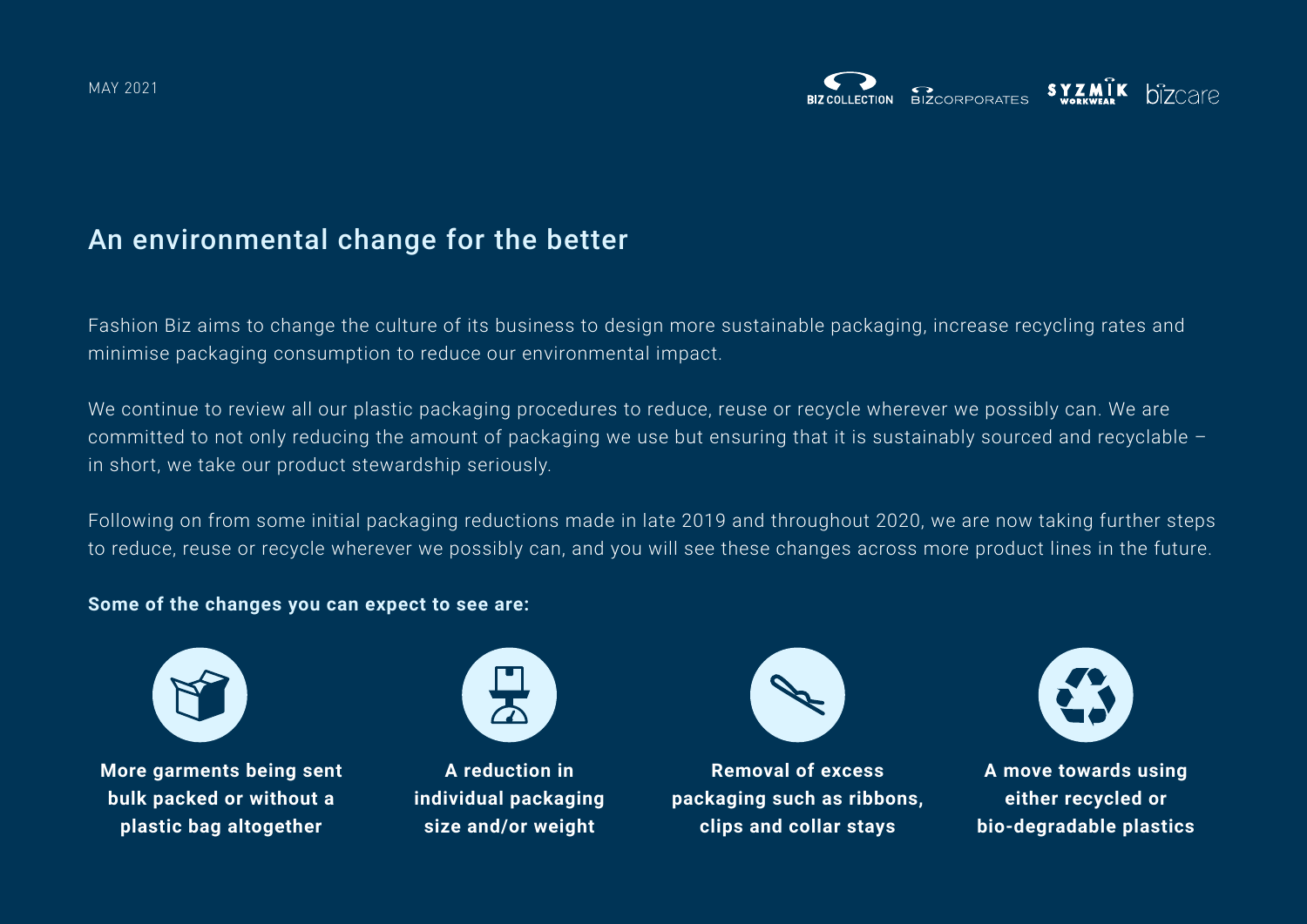MAY 2021

BIZ COLLECTION BIZCORPORATES SYZMIK WORKWEAR bizcare

# An environmental change for the better

Fashion Biz aims to change the culture of its business to design more sustainable packaging, increase recycling rates and minimise packaging consumption to reduce our environmental impact.

We continue to review all our plastic packaging procedures to reduce, reuse or recycle wherever we possibly can. We are committed to not only reducing the amount of packaging we use but ensuring that it is sustainably sourced and recyclable – in short, we take our product stewardship seriously.

Following on from some initial packaging reductions made in late 2019 and throughout 2020, we are now taking further steps to reduce, reuse or recycle wherever we possibly can, and you will see these changes across more product lines in the future.

**Some of the changes you can expect to see are:**

- **More garments being sent bulk packed or without a plastic bag altogether**
- **A reduction in individual packaging size and/or weight**
- **Removal of excess packaging such as ribbons, clips and collar stays**
- **A move towards using either recycled or bio-degradable plastics**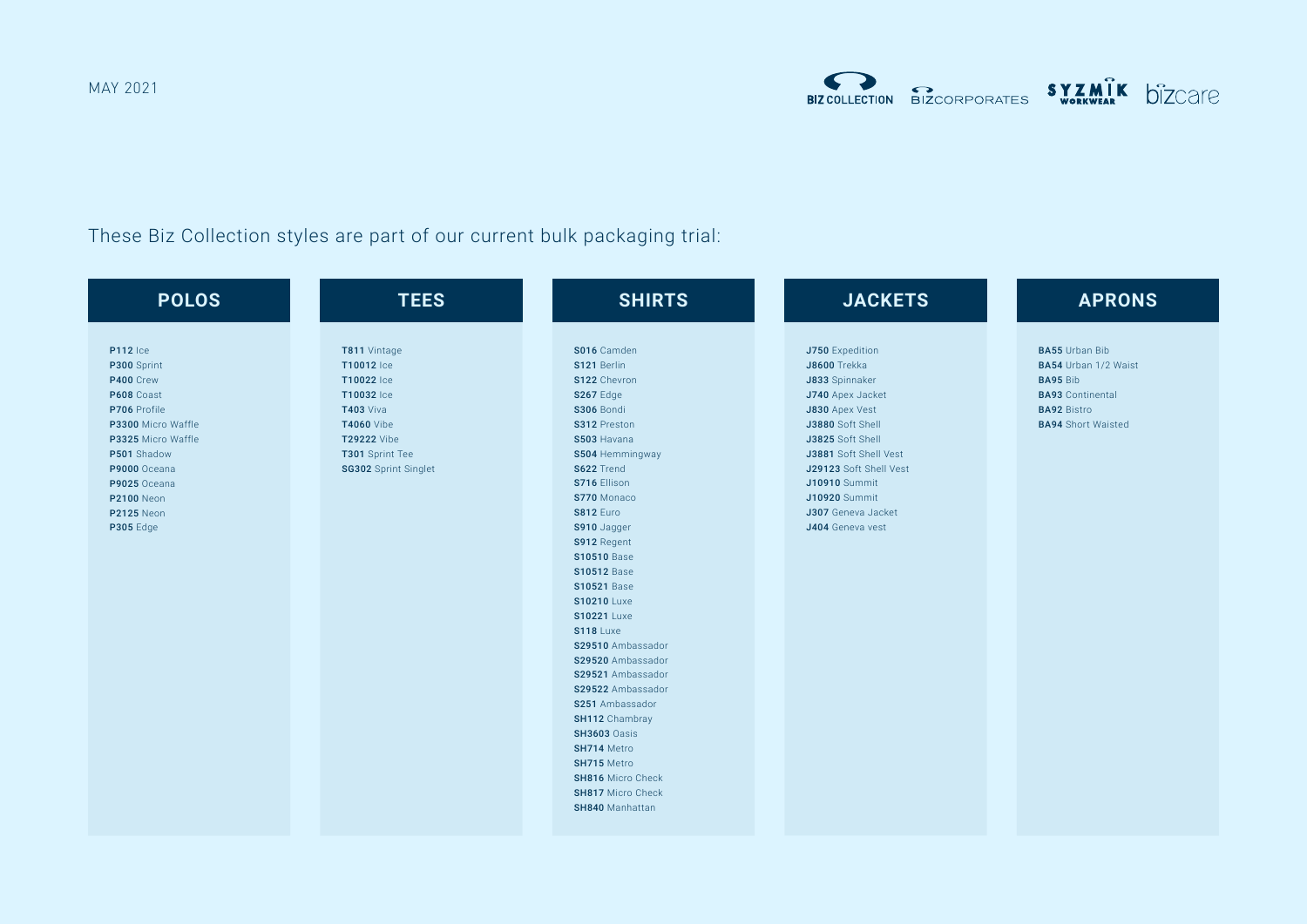MAY 2021

These Biz Collection styles are part of our current bulk packaging trial:

## POLOS

**P112** Ice
**P300** Sprint
**P400** Crew
**P608** Coast
**P706** Profile
**P3300** Micro Waffle
**P3325** Micro Waffle
**P501** Shadow
**P9000** Oceana
**P9025** Oceana
**P2100** Neon
**P2125** Neon
**P305** Edge

## TEES

**T811** Vintage
**T10012** Ice
**T10022** Ice
**T10032** Ice
**T403** Viva
**T4060** Vibe
**T29222** Vibe
**T301** Sprint Tee
**SG302** Sprint Singlet

## SHIRTS

**S016** Camden
**S121** Berlin
**S122** Chevron
**S267** Edge
**S306** Bondi
**S312** Preston
**S503** Havana
**S504** Hemmingway
**S622** Trend
**S716** Ellison
**S770** Monaco
**S812** Euro
**S910** Jagger
**S912** Regent
**S10510** Base
**S10512** Base
**S10521** Base
**S10210** Luxe
**S10221** Luxe
**S118** Luxe
**S29510** Ambassador
**S29520** Ambassador
**S29521** Ambassador
**S29522** Ambassador
**S251** Ambassador
**SH112** Chambray
**SH3603** Oasis
**SH714** Metro
**SH715** Metro
**SH816** Micro Check
**SH817** Micro Check
**SH840** Manhattan

## JACKETS

**J750** Expedition
**J8600** Trekka
**J833** Spinnaker
**J740** Apex Jacket
**J830** Apex Vest
**J3880** Soft Shell
**J3825** Soft Shell
**J3881** Soft Shell Vest
**J29123** Soft Shell Vest
**J10910** Summit
**J10920** Summit
**J307** Geneva Jacket
**J404** Geneva vest

## APRONS

**BA55** Urban Bib
**BA54** Urban 1/2 Waist
**BA95** Bib
**BA93** Continental
**BA92** Bistro
**BA94** Short Waisted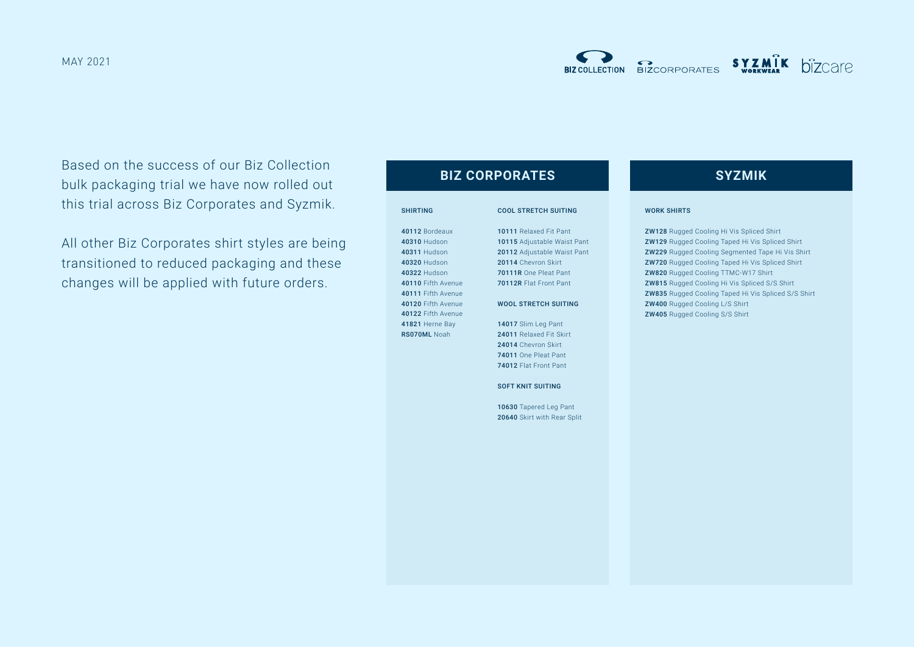MAY 2021

Based on the success of our Biz Collection bulk packaging trial we have now rolled out this trial across Biz Corporates and Syzmik.

All other Biz Corporates shirt styles are being transitioned to reduced packaging and these changes will be applied with future orders.

## BIZ CORPORATES

### SHIRTING

**40112** Bordeaux
**40310** Hudson
**40311** Hudson
**40320** Hudson
**40322** Hudson
**40110** Fifth Avenue
**40111** Fifth Avenue
**40120** Fifth Avenue
**40122** Fifth Avenue
**41821** Herne Bay
**RS070ML** Noah

### COOL STRETCH SUITING

**10111** Relaxed Fit Pant
**10115** Adjustable Waist Pant
**20112** Adjustable Waist Pant
**20114** Chevron Skirt
**70111R** One Pleat Pant
**70112R** Flat Front Pant

### WOOL STRETCH SUITING

**14017** Slim Leg Pant
**24011** Relaxed Fit Skirt
**24014** Chevron Skirt
**74011** One Pleat Pant
**74012** Flat Front Pant

### SOFT KNIT SUITING

**10630** Tapered Leg Pant
**20640** Skirt with Rear Split

## SYZMIK

### WORK SHIRTS

**ZW128** Rugged Cooling Hi Vis Spliced Shirt
**ZW129** Rugged Cooling Taped Hi Vis Spliced Shirt
**ZW229** Rugged Cooling Segmented Tape Hi Vis Shirt
**ZW720** Rugged Cooling Taped Hi Vis Spliced Shirt
**ZW820** Rugged Cooling TTMC-W17 Shirt
**ZW815** Rugged Cooling Hi Vis Spliced S/S Shirt
**ZW835** Rugged Cooling Taped Hi Vis Spliced S/S Shirt
**ZW400** Rugged Cooling L/S Shirt
**ZW405** Rugged Cooling S/S Shirt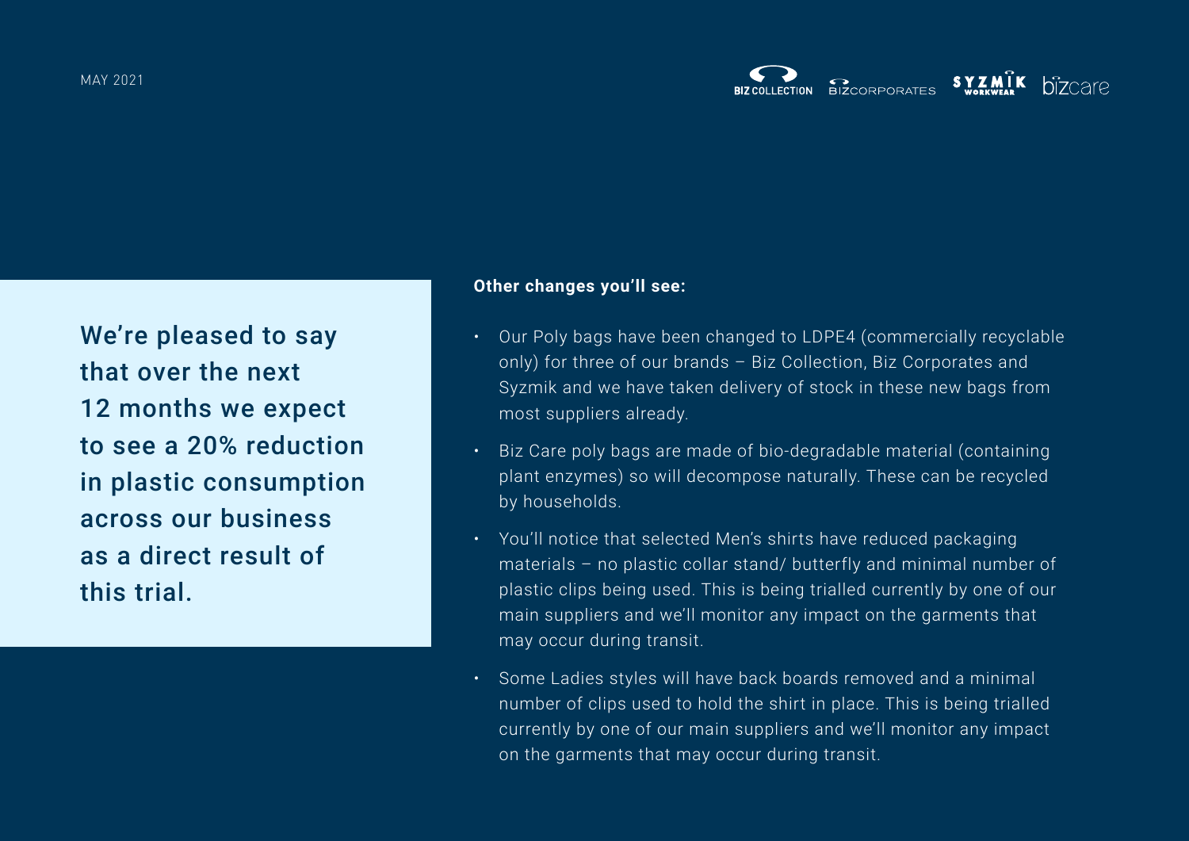We're pleased to say that over the next 12 months we expect to see a 20% reduction in plastic consumption across our business as a direct result of this trial.

**Other changes you'll see:**

- Our Poly bags have been changed to LDPE4 (commercially recyclable only) for three of our brands – Biz Collection, Biz Corporates and Syzmik and we have taken delivery of stock in these new bags from most suppliers already.
- Biz Care poly bags are made of bio-degradable material (containing plant enzymes) so will decompose naturally. These can be recycled by households.
- You'll notice that selected Men's shirts have reduced packaging materials – no plastic collar stand/ butterfly and minimal number of plastic clips being used. This is being trialled currently by one of our main suppliers and we'll monitor any impact on the garments that may occur during transit.
- Some Ladies styles will have back boards removed and a minimal number of clips used to hold the shirt in place. This is being trialled currently by one of our main suppliers and we'll monitor any impact on the garments that may occur during transit.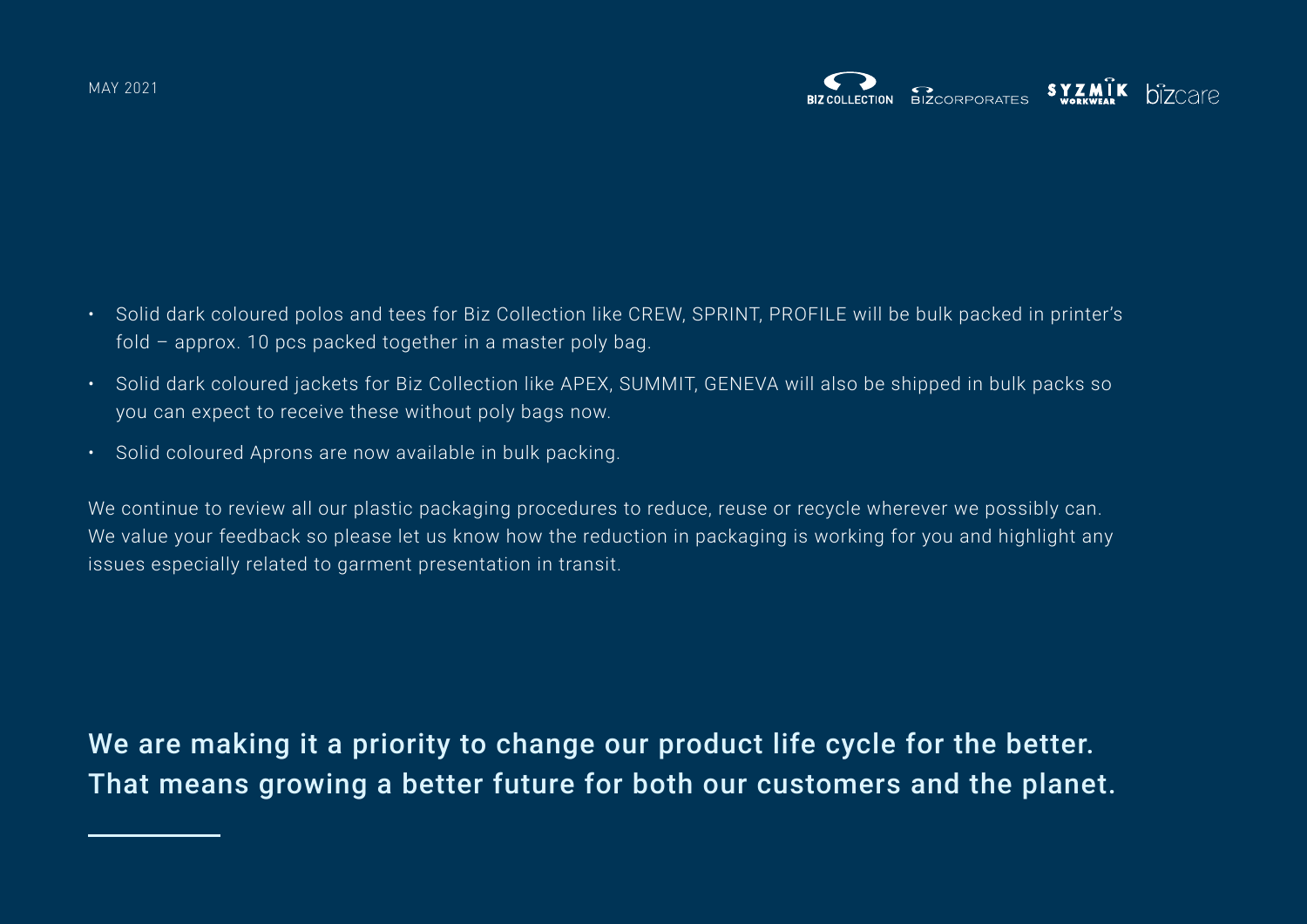- Solid dark coloured polos and tees for Biz Collection like CREW, SPRINT, PROFILE will be bulk packed in printer's fold – approx. 10 pcs packed together in a master poly bag.
- Solid dark coloured jackets for Biz Collection like APEX, SUMMIT, GENEVA will also be shipped in bulk packs so you can expect to receive these without poly bags now.
- Solid coloured Aprons are now available in bulk packing.

We continue to review all our plastic packaging procedures to reduce, reuse or recycle wherever we possibly can. We value your feedback so please let us know how the reduction in packaging is working for you and highlight any issues especially related to garment presentation in transit.

**We are making it a priority to change our product life cycle for the better. That means growing a better future for both our customers and the planet.**